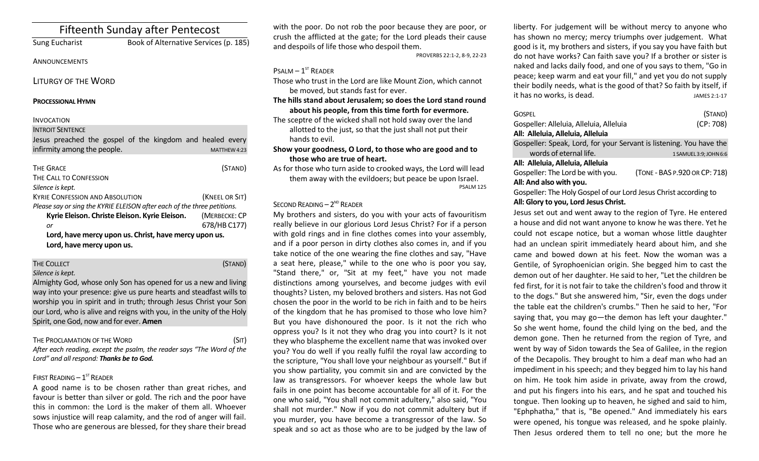# Fifteenth Sunday after Pentecost

Sung Eucharist — Book of Alternative Services (p. 185)

ANNOUNCEMENTS

## LITURGY OF THE WORD

**PROCESSIONAL HYMN**

INVOCATION

INTROIT SENTENCE

Jesus preached the gospel of the kingdom and healed every infirmity among the people. MATTHEW 4:23

THE GRACE (STAND)

THE CALL TO CONFESSION

*Silence is kept.*

KYRIE CONFESSION AND ABSOLUTION (KNEEL OR SIT)

*Please say or sing the KYRIE ELEISON after each of the three petitions.*

**Kyrie Eleison. Christe Eleison. Kyrie Eleison.** (MERBECKE: CP

*or* 678/HB C177)

**Lord, have mercy upon us. Christ, have mercy upon us.**
**Lord, have mercy upon us.**

THE COLLECT (STAND)

*Silence is kept.*

Almighty God, whose only Son has opened for us a new and living way into your presence: give us pure hearts and steadfast wills to worship you in spirit and in truth; through Jesus Christ your Son our Lord, who is alive and reigns with you, in the unity of the Holy Spirit, one God, now and for ever. **Amen**

THE PROCLAMATION OF THE WORD (SIT)

*After each reading, except the psalm, the reader says "The Word of the Lord" and all respond: **Thanks be to God.***

FIRST READING – 1ST READER

A good name is to be chosen rather than great riches, and favour is better than silver or gold. The rich and the poor have this in common: the Lord is the maker of them all. Whoever sows injustice will reap calamity, and the rod of anger will fail. Those who are generous are blessed, for they share their bread with the poor. Do not rob the poor because they are poor, or crush the afflicted at the gate; for the Lord pleads their cause and despoils of life those who despoil them.

PROVERBS 22:1-2, 8-9, 22-23

PSALM – 1ST READER

Those who trust in the Lord are like Mount Zion, which cannot be moved, but stands fast for ever.

**The hills stand about Jerusalem; so does the Lord stand round about his people, from this time forth for evermore.**

The sceptre of the wicked shall not hold sway over the land allotted to the just, so that the just shall not put their hands to evil.

**Show your goodness, O Lord, to those who are good and to those who are true of heart.**

As for those who turn aside to crooked ways, the Lord will lead them away with the evildoers; but peace be upon Israel.

PSALM 125

SECOND READING – 2ND READER

My brothers and sisters, do you with your acts of favouritism really believe in our glorious Lord Jesus Christ? For if a person with gold rings and in fine clothes comes into your assembly, and if a poor person in dirty clothes also comes in, and if you take notice of the one wearing the fine clothes and say, "Have a seat here, please," while to the one who is poor you say, "Stand there," or, "Sit at my feet," have you not made distinctions among yourselves, and become judges with evil thoughts? Listen, my beloved brothers and sisters. Has not God chosen the poor in the world to be rich in faith and to be heirs of the kingdom that he has promised to those who love him? But you have dishonoured the poor. Is it not the rich who oppress you? Is it not they who drag you into court? Is it not they who blaspheme the excellent name that was invoked over you? You do well if you really fulfil the royal law according to the scripture, "You shall love your neighbour as yourself." But if you show partiality, you commit sin and are convicted by the law as transgressors. For whoever keeps the whole law but fails in one point has become accountable for all of it. For the one who said, "You shall not commit adultery," also said, "You shall not murder." Now if you do not commit adultery but if you murder, you have become a transgressor of the law. So speak and so act as those who are to be judged by the law of liberty. For judgement will be without mercy to anyone who has shown no mercy; mercy triumphs over judgement. What good is it, my brothers and sisters, if you say you have faith but do not have works? Can faith save you? If a brother or sister is naked and lacks daily food, and one of you says to them, "Go in peace; keep warm and eat your fill," and yet you do not supply their bodily needs, what is the good of that? So faith by itself, if it has no works, is dead. JAMES 2:1-17

GOSPEL (STAND)

Gospeller: Alleluia, Alleluia, Alleluia (CP: 708)

**All: Alleluia, Alleluia, Alleluia**

Gospeller: Speak, Lord, for your Servant is listening. You have the words of eternal life. 1 SAMUEL 3:9; JOHN 6:6

**All: Alleluia, Alleluia, Alleluia**

Gospeller: The Lord be with you. (TONE - BAS P.920 OR CP: 718)

**All: And also with you.**

Gospeller: The Holy Gospel of our Lord Jesus Christ according to

**All: Glory to you, Lord Jesus Christ.**

Jesus set out and went away to the region of Tyre. He entered a house and did not want anyone to know he was there. Yet he could not escape notice, but a woman whose little daughter had an unclean spirit immediately heard about him, and she came and bowed down at his feet. Now the woman was a Gentile, of Syrophoenician origin. She begged him to cast the demon out of her daughter. He said to her, "Let the children be fed first, for it is not fair to take the children's food and throw it to the dogs." But she answered him, "Sir, even the dogs under the table eat the children's crumbs." Then he said to her, "For saying that, you may go—the demon has left your daughter." So she went home, found the child lying on the bed, and the demon gone. Then he returned from the region of Tyre, and went by way of Sidon towards the Sea of Galilee, in the region of the Decapolis. They brought to him a deaf man who had an impediment in his speech; and they begged him to lay his hand on him. He took him aside in private, away from the crowd, and put his fingers into his ears, and he spat and touched his tongue. Then looking up to heaven, he sighed and said to him, "Ephphatha," that is, "Be opened." And immediately his ears were opened, his tongue was released, and he spoke plainly. Then Jesus ordered them to tell no one; but the more he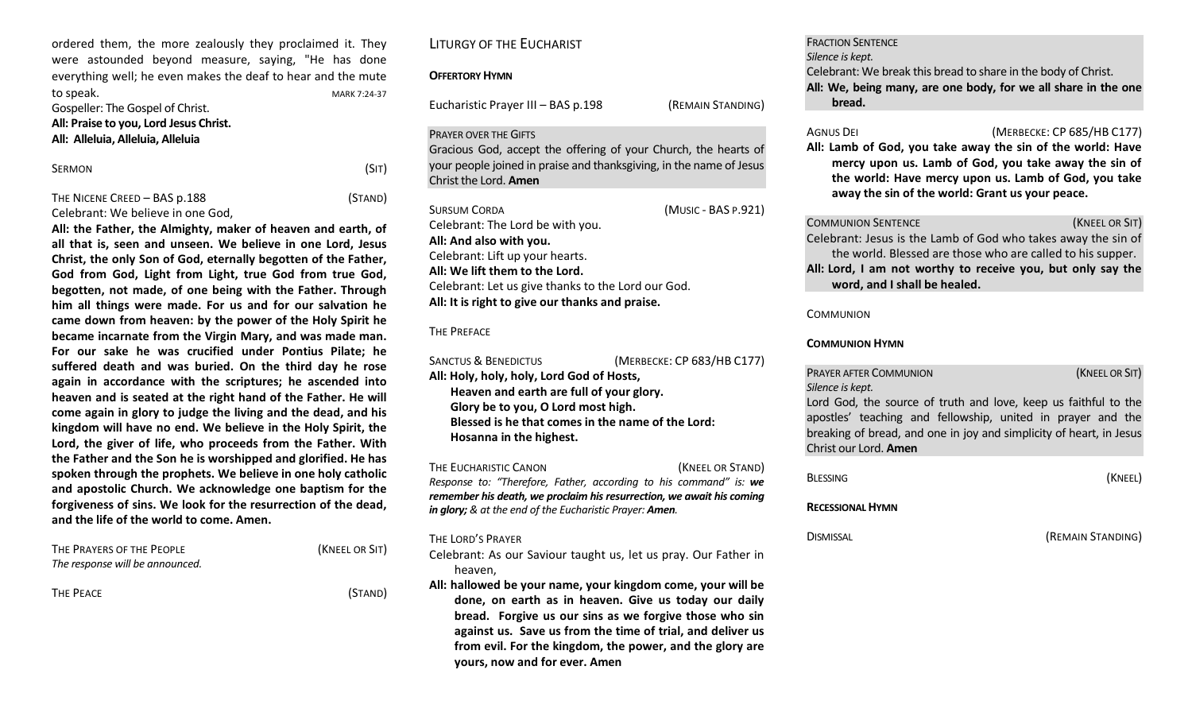ordered them, the more zealously they proclaimed it. They were astounded beyond measure, saying, "He has done everything well; he even makes the deaf to hear and the mute to speak. MARK 7:24-37

Gospeller: The Gospel of Christ.
**All: Praise to you, Lord Jesus Christ.**
**All: Alleluia, Alleluia, Alleluia**

SERMON (SIT)

THE NICENE CREED – BAS p.188 (STAND)
Celebrant: We believe in one God,
**All: the Father, the Almighty, maker of heaven and earth, of all that is, seen and unseen. We believe in one Lord, Jesus Christ, the only Son of God, eternally begotten of the Father, God from God, Light from Light, true God from true God, begotten, not made, of one being with the Father. Through him all things were made. For us and for our salvation he came down from heaven: by the power of the Holy Spirit he became incarnate from the Virgin Mary, and was made man. For our sake he was crucified under Pontius Pilate; he suffered death and was buried. On the third day he rose again in accordance with the scriptures; he ascended into heaven and is seated at the right hand of the Father. He will come again in glory to judge the living and the dead, and his kingdom will have no end. We believe in the Holy Spirit, the Lord, the giver of life, who proceeds from the Father. With the Father and the Son he is worshipped and glorified. He has spoken through the prophets. We believe in one holy catholic and apostolic Church. We acknowledge one baptism for the forgiveness of sins. We look for the resurrection of the dead, and the life of the world to come. Amen.**

THE PRAYERS OF THE PEOPLE (KNEEL OR SIT)
*The response will be announced.*

THE PEACE (STAND)

## LITURGY OF THE EUCHARIST

**OFFERTORY HYMN**

Eucharistic Prayer III – BAS p.198 (REMAIN STANDING)

PRAYER OVER THE GIFTS
Gracious God, accept the offering of your Church, the hearts of your people joined in praise and thanksgiving, in the name of Jesus Christ the Lord. **Amen**

SURSUM CORDA (MUSIC - BAS P.921)
Celebrant: The Lord be with you.
**All: And also with you.**
Celebrant: Lift up your hearts.
**All: We lift them to the Lord.**
Celebrant: Let us give thanks to the Lord our God.
**All: It is right to give our thanks and praise.**

THE PREFACE

SANCTUS & BENEDICTUS (MERBECKE: CP 683/HB C177)
**All: Holy, holy, holy, Lord God of Hosts,**
**Heaven and earth are full of your glory.**
**Glory be to you, O Lord most high.**
**Blessed is he that comes in the name of the Lord:**
**Hosanna in the highest.**

THE EUCHARISTIC CANON (KNEEL OR STAND)
*Response to: "Therefore, Father, according to his command" is: **we remember his death, we proclaim his resurrection, we await his coming in glory;** & at the end of the Eucharistic Prayer: **Amen**.*

THE LORD'S PRAYER
Celebrant: As our Saviour taught us, let us pray. Our Father in heaven,
**All: hallowed be your name, your kingdom come, your will be done, on earth as in heaven. Give us today our daily bread. Forgive us our sins as we forgive those who sin against us. Save us from the time of trial, and deliver us from evil. For the kingdom, the power, and the glory are yours, now and for ever. Amen**

FRACTION SENTENCE
*Silence is kept.*
Celebrant: We break this bread to share in the body of Christ.
**All: We, being many, are one body, for we all share in the one bread.**

AGNUS DEI (MERBECKE: CP 685/HB C177)
**All: Lamb of God, you take away the sin of the world: Have mercy upon us. Lamb of God, you take away the sin of the world: Have mercy upon us. Lamb of God, you take away the sin of the world: Grant us your peace.**

COMMUNION SENTENCE (KNEEL OR SIT)
Celebrant: Jesus is the Lamb of God who takes away the sin of the world. Blessed are those who are called to his supper.
**All: Lord, I am not worthy to receive you, but only say the word, and I shall be healed.**

COMMUNION

**COMMUNION HYMN**

PRAYER AFTER COMMUNION (KNEEL OR SIT)
*Silence is kept.*
Lord God, the source of truth and love, keep us faithful to the apostles' teaching and fellowship, united in prayer and the breaking of bread, and one in joy and simplicity of heart, in Jesus Christ our Lord. **Amen**

BLESSING (KNEEL)

**RECESSIONAL HYMN**

DISMISSAL (REMAIN STANDING)